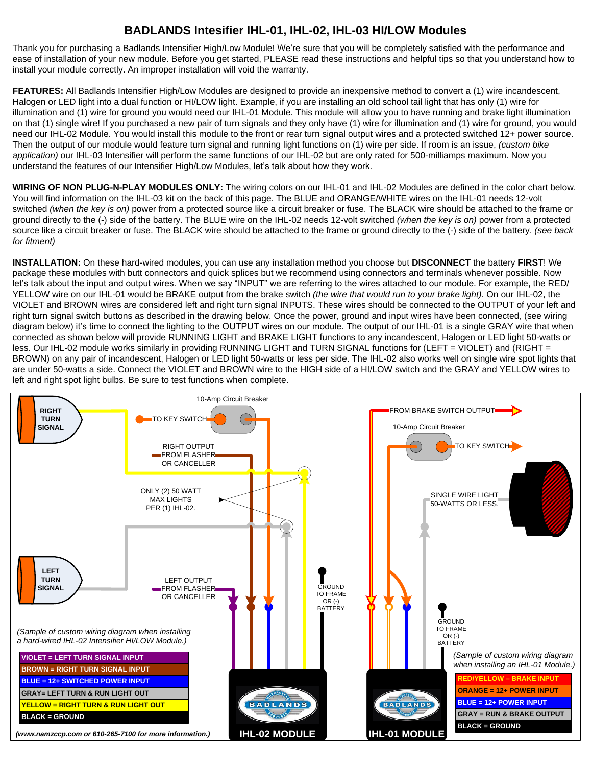# BADLANDS Intesifier IHL-01, IHL-02, IHL-03 HI/LOW Modules

Thank you for purchasing a Badlands Intensifier High/Low Module! We're sure that you will be completely satisfied with the performance and ease of installation of your new module. Before you get started, PLEASE read these instructions and helpful tips so that you understand how to install your module correctly. An improper installation will void the warranty.

**FEATURES:** All Badlands Intensifier High/Low Modules are designed to provide an inexpensive method to convert a (1) wire incandescent, Halogen or LED light into a dual function or HI/LOW light. Example, if you are installing an old school tail light that has only (1) wire for illumination and (1) wire for ground you would need our IHL-01 Module. This module will allow you to have running and brake light illumination on that (1) single wire! If you purchased a new pair of turn signals and they only have (1) wire for illumination and (1) wire for ground, you would need our IHL-02 Module. You would install this module to the front or rear turn signal output wires and a protected switched 12+ power source. Then the output of our module would feature turn signal and running light functions on (1) wire per side. If room is an issue, *(custom bike application)* our IHL-03 Intensifier will perform the same functions of our IHL-02 but are only rated for 500-milliamps maximum. Now you understand the features of our Intensifier High/Low Modules, let's talk about how they work.

**WIRING OF NON PLUG-N-PLAY MODULES ONLY:** The wiring colors on our IHL-01 and IHL-02 Modules are defined in the color chart below. You will find information on the IHL-03 kit on the back of this page. The BLUE and ORANGE/WHITE wires on the IHL-01 needs 12-volt switched *(when the key is on)* power from a protected source like a circuit breaker or fuse. The BLACK wire should be attached to the frame or ground directly to the (-) side of the battery. The BLUE wire on the IHL-02 needs 12-volt switched *(when the key is on)* power from a protected source like a circuit breaker or fuse. The BLACK wire should be attached to the frame or ground directly to the (-) side of the battery. *(see back for fitment)*

**INSTALLATION:** On these hard-wired modules, you can use any installation method you choose but **DISCONNECT** the battery **FIRST**! We package these modules with butt connectors and quick splices but we recommend using connectors and terminals whenever possible. Now let's talk about the input and output wires. When we say "INPUT" we are referring to the wires attached to our module. For example, the RED/YELLOW wire on our IHL-01 would be BRAKE output from the brake switch *(the wire that would run to your brake light)*. On our IHL-02, the VIOLET and BROWN wires are considered left and right turn signal INPUTS. These wires should be connected to the OUTPUT of your left and right turn signal switch buttons as described in the drawing below. Once the power, ground and input wires have been connected, (see wiring diagram below) it's time to connect the lighting to the OUTPUT wires on our module. The output of our IHL-01 is a single GRAY wire that when connected as shown below will provide RUNNING LIGHT and BRAKE LIGHT functions to any incandescent, Halogen or LED light 50-watts or less. Our IHL-02 module works similarly in providing RUNNING LIGHT and TURN SIGNAL functions for (LEFT = VIOLET) and (RIGHT = BROWN) on any pair of incandescent, Halogen or LED light 50-watts or less per side. The IHL-02 also works well on single wire spot lights that are under 50-watts a side. Connect the VIOLET and BROWN wire to the HIGH side of a HI/LOW switch and the GRAY and YELLOW wires to left and right spot light bulbs. Be sure to test functions when complete.

RIGHT TURN SIGNAL — 10-Amp Circuit Breaker — TO KEY SWITCH — RIGHT OUTPUT FROM FLASHER OR CANCELLER — ONLY (2) 50 WATT MAX LIGHTS PER (1) IHL-02. — LEFT TURN SIGNAL — LEFT OUTPUT FROM FLASHER OR CANCELLER — GROUND TO FRAME OR (-) BATTERY

*(Sample of custom wiring diagram when installing a hard-wired IHL-02 Intensifier HI/LOW Module.)*

| IHL-02 |
|---|
| VIOLET = LEFT TURN SIGNAL INPUT |
| BROWN = RIGHT TURN SIGNAL INPUT |
| BLUE = 12+ SWITCHED POWER INPUT |
| GRAY= LEFT TURN & RUN LIGHT OUT |
| YELLOW = RIGHT TURN & RUN LIGHT OUT |
| BLACK = GROUND |

**IHL-02 MODULE**

FROM BRAKE SWITCH OUTPUT — 10-Amp Circuit Breaker — TO KEY SWITCH — SINGLE WIRE LIGHT 50-WATTS OR LESS. — GROUND TO FRAME OR (-) BATTERY

*(Sample of custom wiring diagram when installing an IHL-01 Module.)*

| IHL-01 |
|---|
| RED/YELLOW – BRAKE INPUT |
| ORANGE = 12+ POWER INPUT |
| BLUE = 12+ POWER INPUT |
| GRAY = RUN & BRAKE OUTPUT |
| BLACK = GROUND |

**IHL-01 MODULE**

***(www.namzccp.com or 610-265-7100 for more information.)***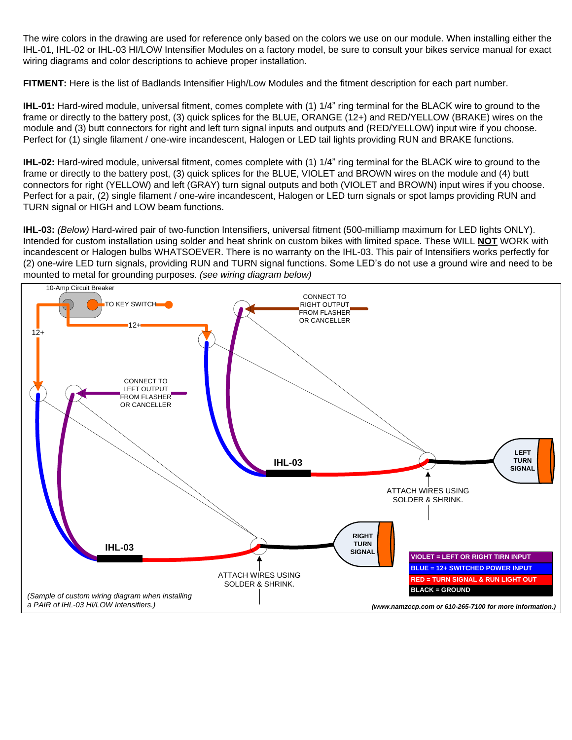The wire colors in the drawing are used for reference only based on the colors we use on our module. When installing either the IHL-01, IHL-02 or IHL-03 HI/LOW Intensifier Modules on a factory model, be sure to consult your bikes service manual for exact wiring diagrams and color descriptions to achieve proper installation.

**FITMENT:** Here is the list of Badlands Intensifier High/Low Modules and the fitment description for each part number.

**IHL-01:** Hard-wired module, universal fitment, comes complete with (1) 1/4" ring terminal for the BLACK wire to ground to the frame or directly to the battery post, (3) quick splices for the BLUE, ORANGE (12+) and RED/YELLOW (BRAKE) wires on the module and (3) butt connectors for right and left turn signal inputs and outputs and (RED/YELLOW) input wire if you choose. Perfect for (1) single filament / one-wire incandescent, Halogen or LED tail lights providing RUN and BRAKE functions.

**IHL-02:** Hard-wired module, universal fitment, comes complete with (1) 1/4" ring terminal for the BLACK wire to ground to the frame or directly to the battery post, (3) quick splices for the BLUE, VIOLET and BROWN wires on the module and (4) butt connectors for right (YELLOW) and left (GRAY) turn signal outputs and both (VIOLET and BROWN) input wires if you choose. Perfect for a pair, (2) single filament / one-wire incandescent, Halogen or LED turn signals or spot lamps providing RUN and TURN signal or HIGH and LOW beam functions.

**IHL-03:** *(Below)* Hard-wired pair of two-function Intensifiers, universal fitment (500-milliamp maximum for LED lights ONLY). Intended for custom installation using solder and heat shrink on custom bikes with limited space. These WILL **NOT** WORK with incandescent or Halogen bulbs WHATSOEVER. There is no warranty on the IHL-03. This pair of Intensifiers works perfectly for (2) one-wire LED turn signals, providing RUN and TURN signal functions. Some LED's do not use a ground wire and need to be mounted to metal for grounding purposes. *(see wiring diagram below)*

10-Amp Circuit Breaker

TO KEY SWITCH

12+

12+

CONNECT TO RIGHT OUTPUT FROM FLASHER OR CANCELLER

CONNECT TO LEFT OUTPUT FROM FLASHER OR CANCELLER

IHL-03

LEFT TURN SIGNAL

ATTACH WIRES USING SOLDER & SHRINK.

RIGHT TURN SIGNAL

IHL-03

ATTACH WIRES USING SOLDER & SHRINK.

VIOLET = LEFT OR RIGHT TIRN INPUT

BLUE = 12+ SWITCHED POWER INPUT

RED = TURN SIGNAL & RUN LIGHT OUT

BLACK = GROUND

*(Sample of custom wiring diagram when installing a PAIR of IHL-03 HI/LOW Intensifiers.)*

***(www.namzccp.com or 610-265-7100 for more information.)***